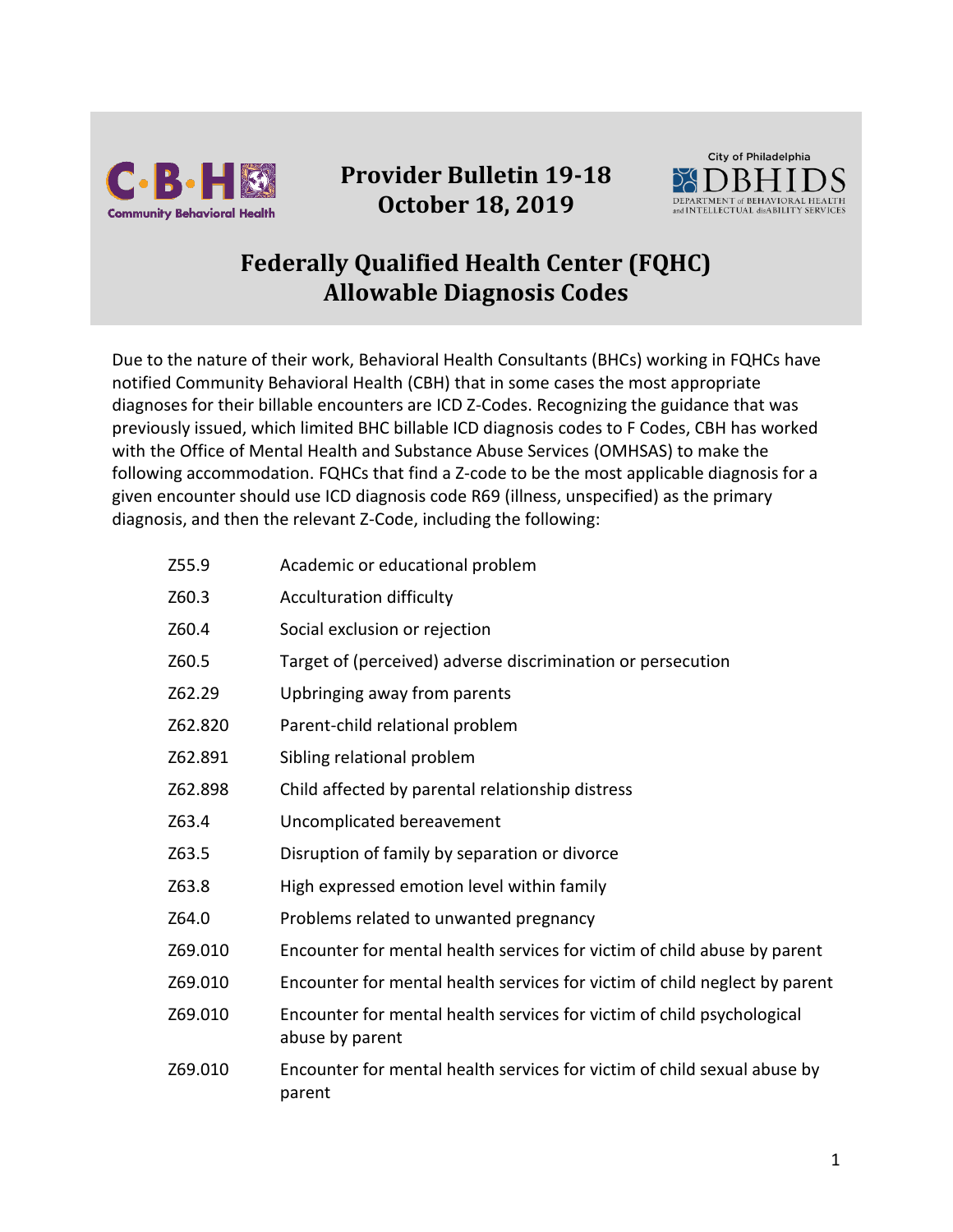# Provider Bulletin 19-18
## October 18, 2019

# Federally Qualified Health Center (FQHC) Allowable Diagnosis Codes

Due to the nature of their work, Behavioral Health Consultants (BHCs) working in FQHCs have notified Community Behavioral Health (CBH) that in some cases the most appropriate diagnoses for their billable encounters are ICD Z-Codes. Recognizing the guidance that was previously issued, which limited BHC billable ICD diagnosis codes to F Codes, CBH has worked with the Office of Mental Health and Substance Abuse Services (OMHSAS) to make the following accommodation. FQHCs that find a Z-code to be the most applicable diagnosis for a given encounter should use ICD diagnosis code R69 (illness, unspecified) as the primary diagnosis, and then the relevant Z-Code, including the following:

| | |
|---|---|
| Z55.9 | Academic or educational problem |
| Z60.3 | Acculturation difficulty |
| Z60.4 | Social exclusion or rejection |
| Z60.5 | Target of (perceived) adverse discrimination or persecution |
| Z62.29 | Upbringing away from parents |
| Z62.820 | Parent-child relational problem |
| Z62.891 | Sibling relational problem |
| Z62.898 | Child affected by parental relationship distress |
| Z63.4 | Uncomplicated bereavement |
| Z63.5 | Disruption of family by separation or divorce |
| Z63.8 | High expressed emotion level within family |
| Z64.0 | Problems related to unwanted pregnancy |
| Z69.010 | Encounter for mental health services for victim of child abuse by parent |
| Z69.010 | Encounter for mental health services for victim of child neglect by parent |
| Z69.010 | Encounter for mental health services for victim of child psychological abuse by parent |
| Z69.010 | Encounter for mental health services for victim of child sexual abuse by parent |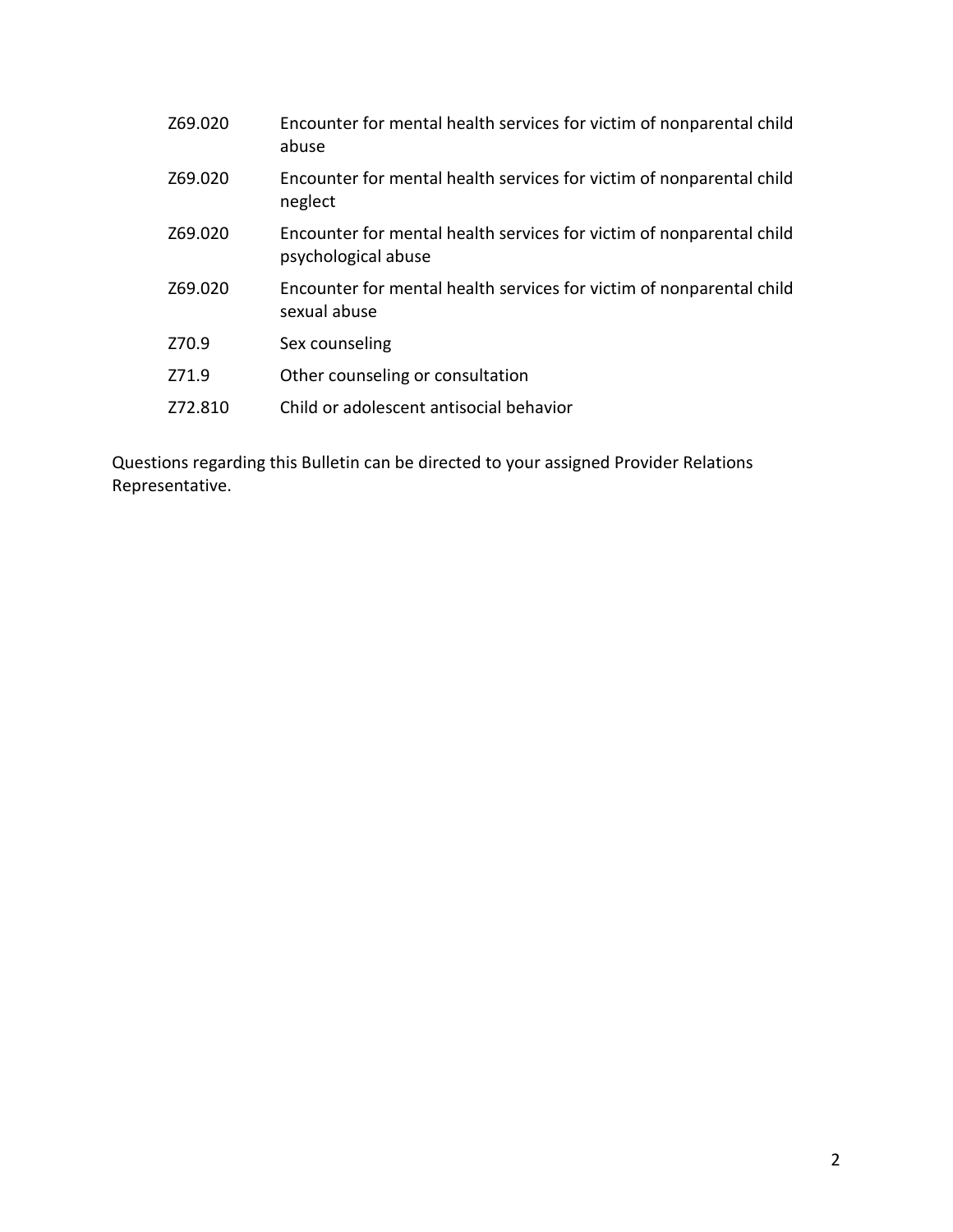| | |
|---|---|
| Z69.020 | Encounter for mental health services for victim of nonparental child abuse |
| Z69.020 | Encounter for mental health services for victim of nonparental child neglect |
| Z69.020 | Encounter for mental health services for victim of nonparental child psychological abuse |
| Z69.020 | Encounter for mental health services for victim of nonparental child sexual abuse |
| Z70.9 | Sex counseling |
| Z71.9 | Other counseling or consultation |
| Z72.810 | Child or adolescent antisocial behavior |

Questions regarding this Bulletin can be directed to your assigned Provider Relations Representative.